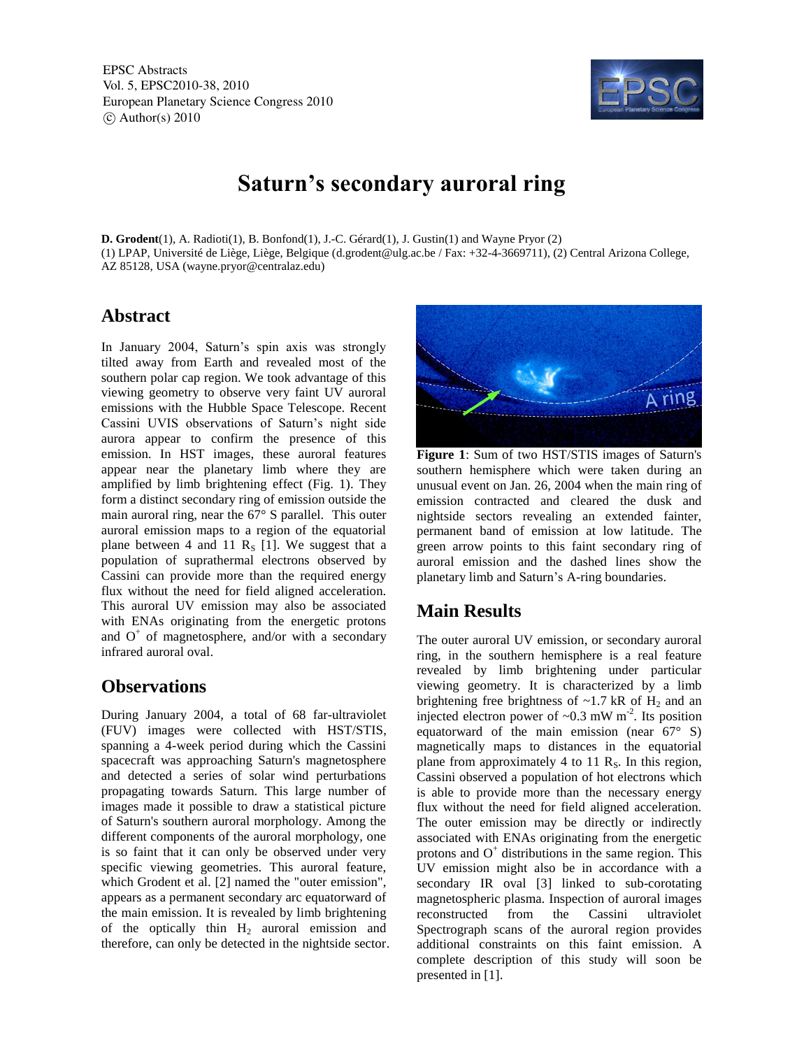EPSC Abstracts
Vol. 5, EPSC2010-38, 2010
European Planetary Science Congress 2010
© Author(s) 2010

# Saturn's secondary auroral ring

**D. Grodent**(1), A. Radioti(1), B. Bonfond(1), J.-C. Gérard(1), J. Gustin(1) and Wayne Pryor (2)
(1) LPAP, Université de Liège, Liège, Belgique (d.grodent@ulg.ac.be / Fax: +32-4-3669711), (2) Central Arizona College, AZ 85128, USA (wayne.pryor@centralaz.edu)

## Abstract

In January 2004, Saturn's spin axis was strongly tilted away from Earth and revealed most of the southern polar cap region. We took advantage of this viewing geometry to observe very faint UV auroral emissions with the Hubble Space Telescope. Recent Cassini UVIS observations of Saturn's night side aurora appear to confirm the presence of this emission. In HST images, these auroral features appear near the planetary limb where they are amplified by limb brightening effect (Fig. 1). They form a distinct secondary ring of emission outside the main auroral ring, near the 67° S parallel. This outer auroral emission maps to a region of the equatorial plane between 4 and 11 $R_S$ [1]. We suggest that a population of suprathermal electrons observed by Cassini can provide more than the required energy flux without the need for field aligned acceleration. This auroral UV emission may also be associated with ENAs originating from the energetic protons and $O^+$ of magnetosphere, and/or with a secondary infrared auroral oval.

## Observations

During January 2004, a total of 68 far-ultraviolet (FUV) images were collected with HST/STIS, spanning a 4-week period during which the Cassini spacecraft was approaching Saturn's magnetosphere and detected a series of solar wind perturbations propagating towards Saturn. This large number of images made it possible to draw a statistical picture of Saturn's southern auroral morphology. Among the different components of the auroral morphology, one is so faint that it can only be observed under very specific viewing geometries. This auroral feature, which Grodent et al. [2] named the "outer emission", appears as a permanent secondary arc equatorward of the main emission. It is revealed by limb brightening of the optically thin $H_2$ auroral emission and therefore, can only be detected in the nightside sector.

**Figure 1**: Sum of two HST/STIS images of Saturn's southern hemisphere which were taken during an unusual event on Jan. 26, 2004 when the main ring of emission contracted and cleared the dusk and nightside sectors revealing an extended fainter, permanent band of emission at low latitude. The green arrow points to this faint secondary ring of auroral emission and the dashed lines show the planetary limb and Saturn's A-ring boundaries.

## Main Results

The outer auroral UV emission, or secondary auroral ring, in the southern hemisphere is a real feature revealed by limb brightening under particular viewing geometry. It is characterized by a limb brightening free brightness of ~1.7 kR of $H_2$ and an injected electron power of ~0.3 mW $m^{-2}$. Its position equatorward of the main emission (near 67° S) magnetically maps to distances in the equatorial plane from approximately 4 to 11 $R_S$. In this region, Cassini observed a population of hot electrons which is able to provide more than the necessary energy flux without the need for field aligned acceleration. The outer emission may be directly or indirectly associated with ENAs originating from the energetic protons and $O^+$ distributions in the same region. This UV emission might also be in accordance with a secondary IR oval [3] linked to sub-corotating magnetospheric plasma. Inspection of auroral images reconstructed from the Cassini ultraviolet Spectrograph scans of the auroral region provides additional constraints on this faint emission. A complete description of this study will soon be presented in [1].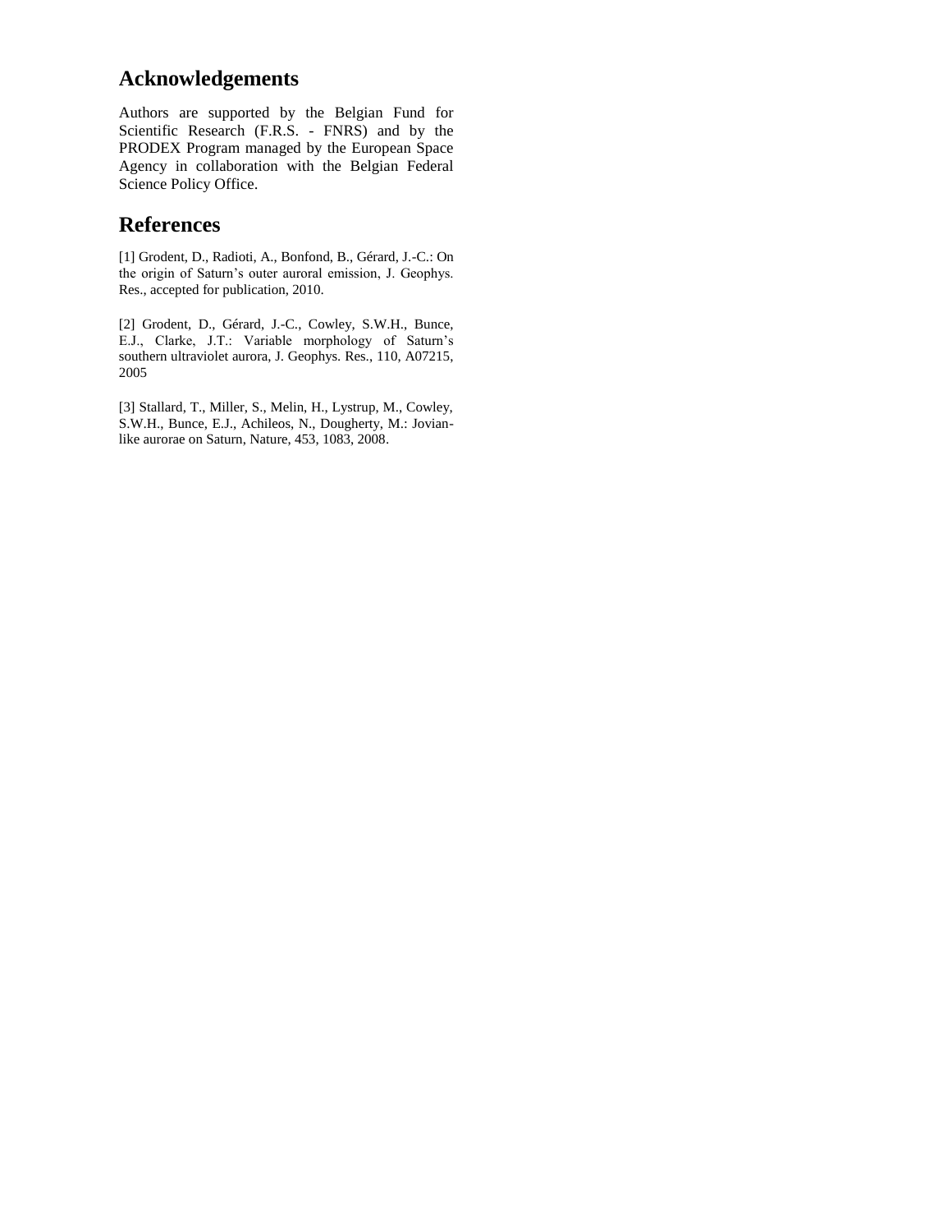## Acknowledgements

Authors are supported by the Belgian Fund for Scientific Research (F.R.S. - FNRS) and by the PRODEX Program managed by the European Space Agency in collaboration with the Belgian Federal Science Policy Office.

## References

[1] Grodent, D., Radioti, A., Bonfond, B., Gérard, J.-C.: On the origin of Saturn's outer auroral emission, J. Geophys. Res., accepted for publication, 2010.

[2] Grodent, D., Gérard, J.-C., Cowley, S.W.H., Bunce, E.J., Clarke, J.T.: Variable morphology of Saturn's southern ultraviolet aurora, J. Geophys. Res., 110, A07215, 2005

[3] Stallard, T., Miller, S., Melin, H., Lystrup, M., Cowley, S.W.H., Bunce, E.J., Achileos, N., Dougherty, M.: Jovian-like aurorae on Saturn, Nature, 453, 1083, 2008.